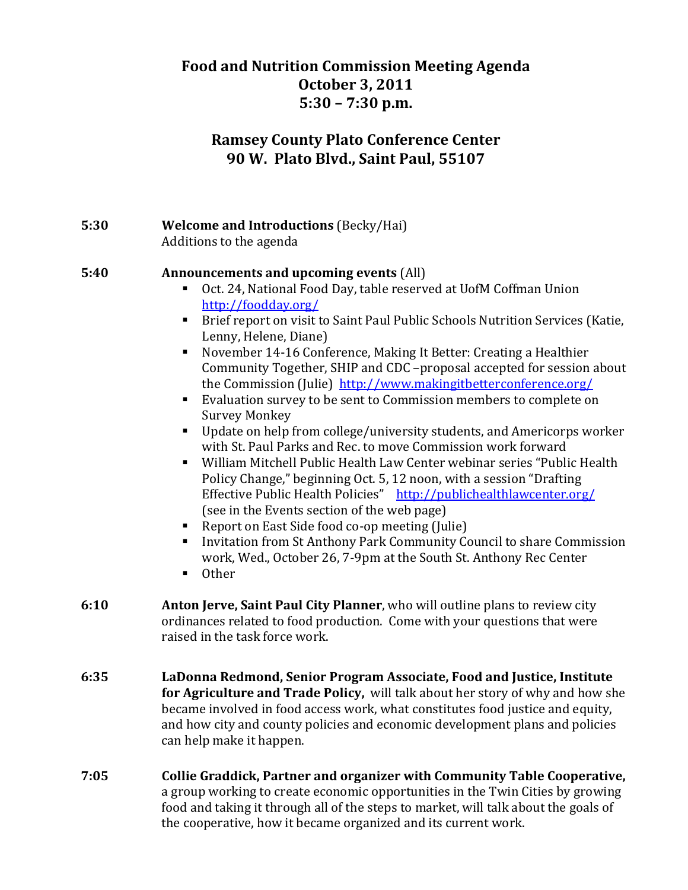# Food and Nutrition Commission Meeting Agenda
## October 3, 2011
## 5:30 – 7:30 p.m.

## Ramsey County Plato Conference Center
## 90 W. Plato Blvd., Saint Paul, 55107

**5:30** **Welcome and Introductions** (Becky/Hai)
Additions to the agenda

**5:40** **Announcements and upcoming events** (All)

- Oct. 24, National Food Day, table reserved at UofM Coffman Union http://foodday.org/
- Brief report on visit to Saint Paul Public Schools Nutrition Services (Katie, Lenny, Helene, Diane)
- November 14-16 Conference, Making It Better: Creating a Healthier Community Together, SHIP and CDC –proposal accepted for session about the Commission (Julie) http://www.makingitbetterconference.org/
- Evaluation survey to be sent to Commission members to complete on Survey Monkey
- Update on help from college/university students, and Americorps worker with St. Paul Parks and Rec. to move Commission work forward
- William Mitchell Public Health Law Center webinar series "Public Health Policy Change," beginning Oct. 5, 12 noon, with a session "Drafting Effective Public Health Policies" http://publichealthlawcenter.org/ (see in the Events section of the web page)
- Report on East Side food co-op meeting (Julie)
- Invitation from St Anthony Park Community Council to share Commission work, Wed., October 26, 7-9pm at the South St. Anthony Rec Center
- Other

**6:10** **Anton Jerve, Saint Paul City Planner**, who will outline plans to review city ordinances related to food production. Come with your questions that were raised in the task force work.

**6:35** **LaDonna Redmond, Senior Program Associate, Food and Justice, Institute for Agriculture and Trade Policy,** will talk about her story of why and how she became involved in food access work, what constitutes food justice and equity, and how city and county policies and economic development plans and policies can help make it happen.

**7:05** **Collie Graddick, Partner and organizer with Community Table Cooperative,** a group working to create economic opportunities in the Twin Cities by growing food and taking it through all of the steps to market, will talk about the goals of the cooperative, how it became organized and its current work.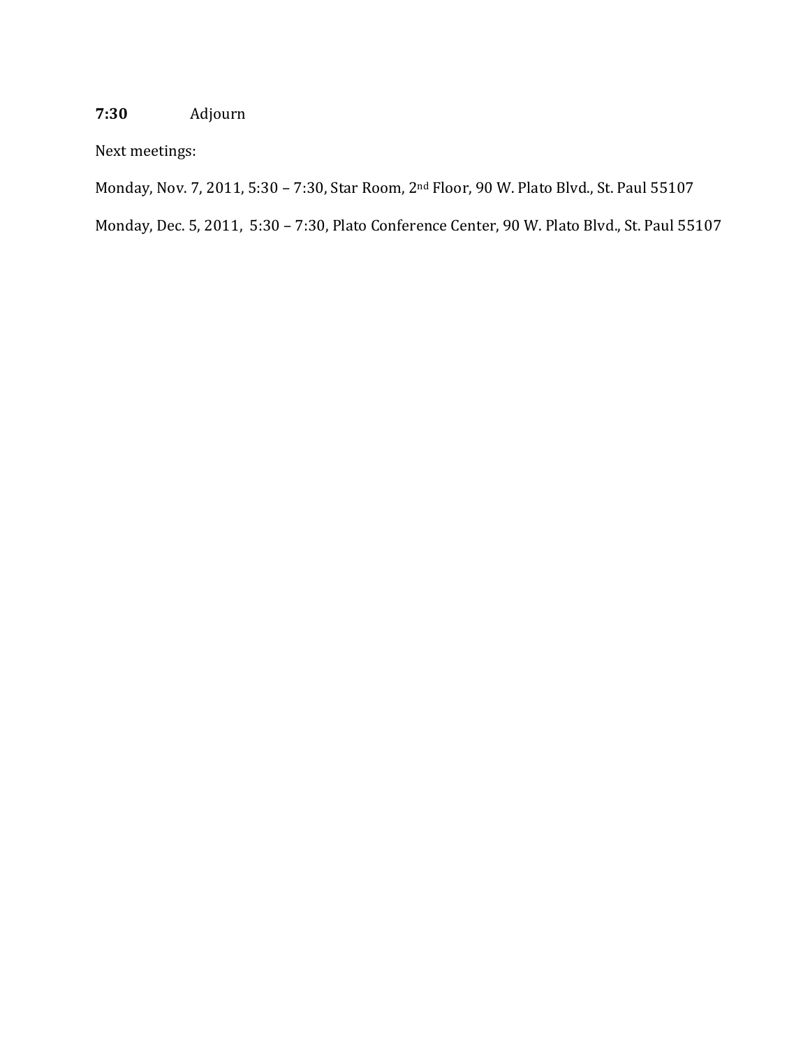**7:30** Adjourn

Next meetings:

Monday, Nov. 7, 2011, 5:30 – 7:30, Star Room, 2nd Floor, 90 W. Plato Blvd., St. Paul 55107

Monday, Dec. 5, 2011, 5:30 – 7:30, Plato Conference Center, 90 W. Plato Blvd., St. Paul 55107